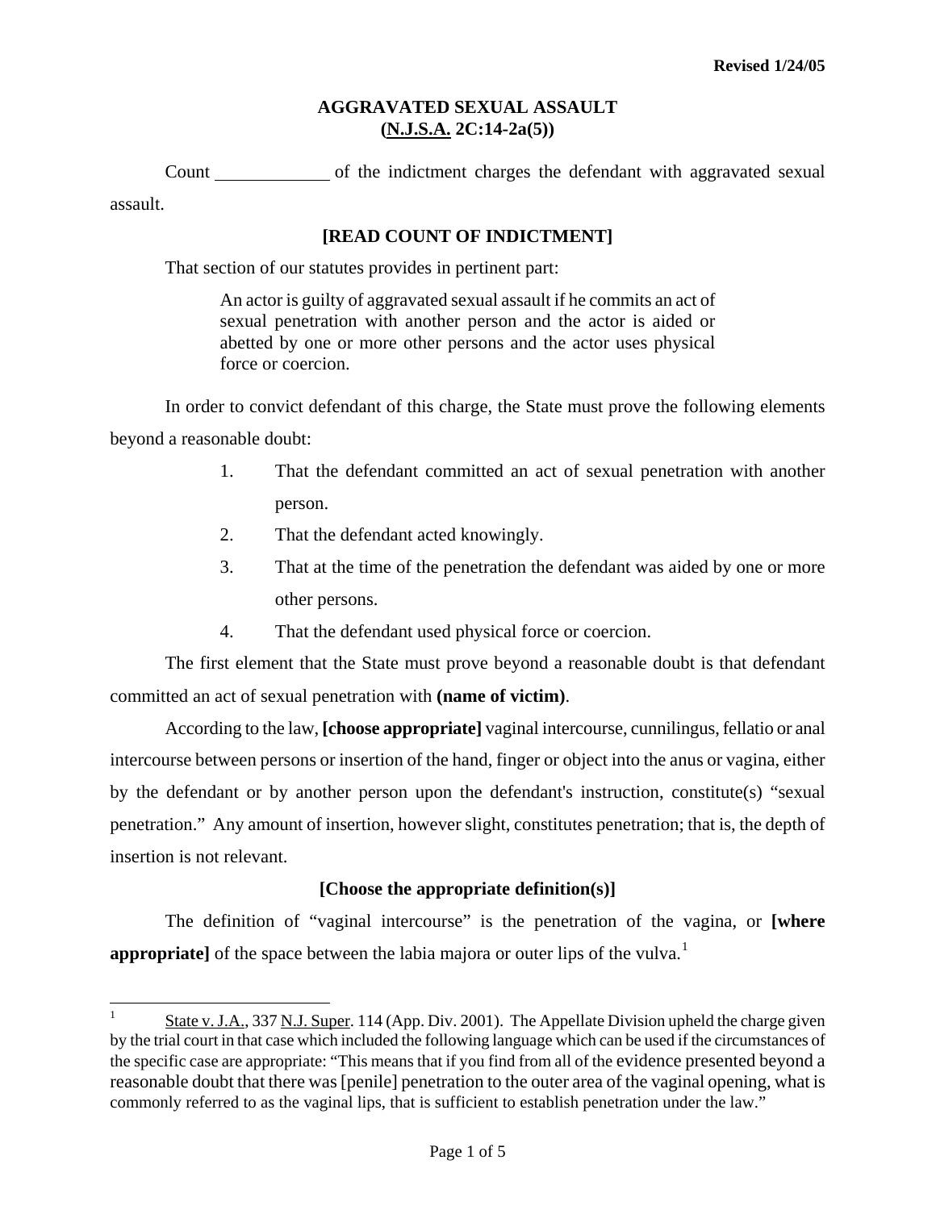Revised 1/24/05

# AGGRAVATED SEXUAL ASSAULT
## (N.J.S.A. 2C:14-2a(5))

Count ____________ of the indictment charges the defendant with aggravated sexual assault.

**[READ COUNT OF INDICTMENT]**

That section of our statutes provides in pertinent part:

> An actor is guilty of aggravated sexual assault if he commits an act of sexual penetration with another person and the actor is aided or abetted by one or more other persons and the actor uses physical force or coercion.

In order to convict defendant of this charge, the State must prove the following elements beyond a reasonable doubt:

1. That the defendant committed an act of sexual penetration with another person.
2. That the defendant acted knowingly.
3. That at the time of the penetration the defendant was aided by one or more other persons.
4. That the defendant used physical force or coercion.

The first element that the State must prove beyond a reasonable doubt is that defendant committed an act of sexual penetration with **(name of victim)**.

According to the law, **[choose appropriate]** vaginal intercourse, cunnilingus, fellatio or anal intercourse between persons or insertion of the hand, finger or object into the anus or vagina, either by the defendant or by another person upon the defendant's instruction, constitute(s) "sexual penetration." Any amount of insertion, however slight, constitutes penetration; that is, the depth of insertion is not relevant.

**[Choose the appropriate definition(s)]**

The definition of "vaginal intercourse" is the penetration of the vagina, or **[where appropriate]** of the space between the labia majora or outer lips of the vulva.[1]

---

[1] State v. J.A., 337 N.J. Super. 114 (App. Div. 2001). The Appellate Division upheld the charge given by the trial court in that case which included the following language which can be used if the circumstances of the specific case are appropriate: "This means that if you find from all of the evidence presented beyond a reasonable doubt that there was [penile] penetration to the outer area of the vaginal opening, what is commonly referred to as the vaginal lips, that is sufficient to establish penetration under the law."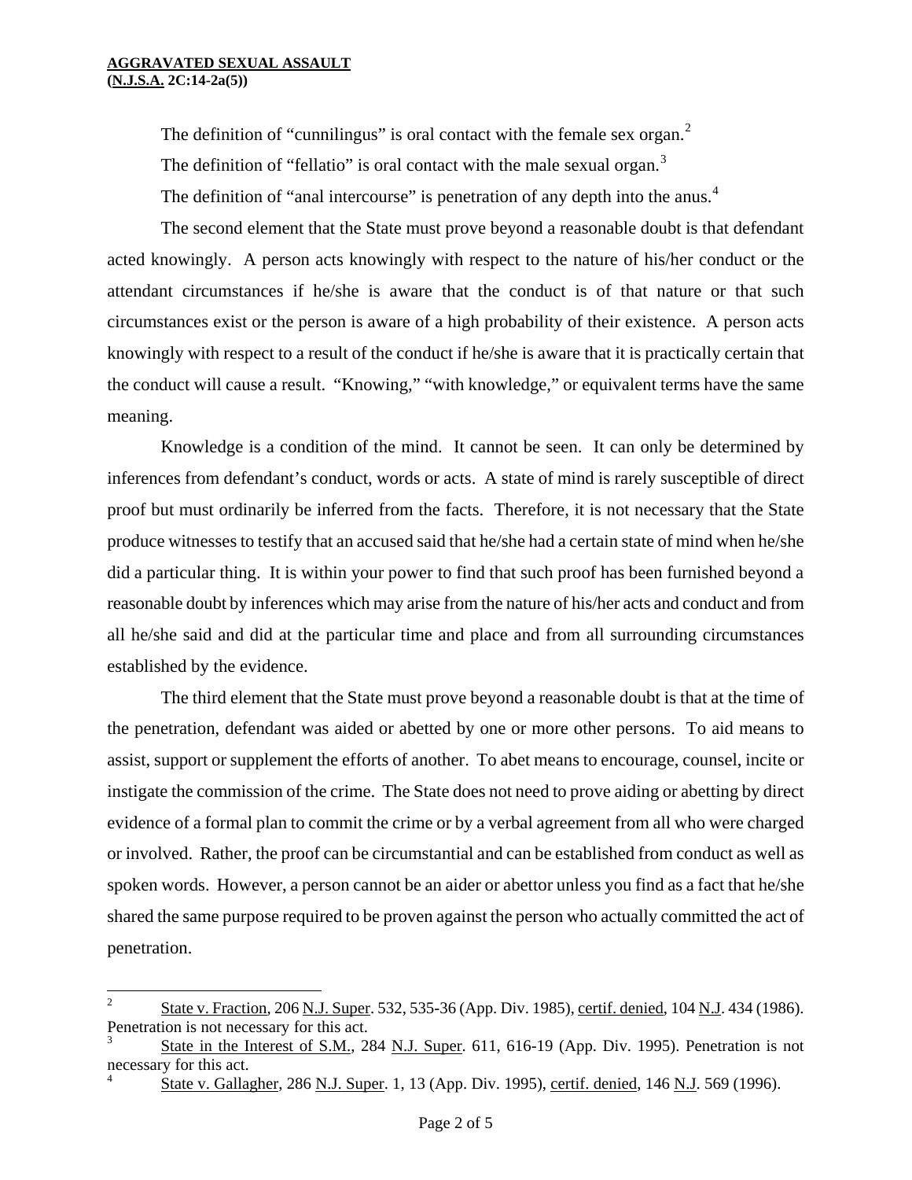The definition of "cunnilingus" is oral contact with the female sex organ.[2]

The definition of "fellatio" is oral contact with the male sexual organ.[3]

The definition of "anal intercourse" is penetration of any depth into the anus.[4]

The second element that the State must prove beyond a reasonable doubt is that defendant acted knowingly. A person acts knowingly with respect to the nature of his/her conduct or the attendant circumstances if he/she is aware that the conduct is of that nature or that such circumstances exist or the person is aware of a high probability of their existence. A person acts knowingly with respect to a result of the conduct if he/she is aware that it is practically certain that the conduct will cause a result. "Knowing," "with knowledge," or equivalent terms have the same meaning.

Knowledge is a condition of the mind. It cannot be seen. It can only be determined by inferences from defendant's conduct, words or acts. A state of mind is rarely susceptible of direct proof but must ordinarily be inferred from the facts. Therefore, it is not necessary that the State produce witnesses to testify that an accused said that he/she had a certain state of mind when he/she did a particular thing. It is within your power to find that such proof has been furnished beyond a reasonable doubt by inferences which may arise from the nature of his/her acts and conduct and from all he/she said and did at the particular time and place and from all surrounding circumstances established by the evidence.

The third element that the State must prove beyond a reasonable doubt is that at the time of the penetration, defendant was aided or abetted by one or more other persons. To aid means to assist, support or supplement the efforts of another. To abet means to encourage, counsel, incite or instigate the commission of the crime. The State does not need to prove aiding or abetting by direct evidence of a formal plan to commit the crime or by a verbal agreement from all who were charged or involved. Rather, the proof can be circumstantial and can be established from conduct as well as spoken words. However, a person cannot be an aider or abettor unless you find as a fact that he/she shared the same purpose required to be proven against the person who actually committed the act of penetration.

---

[2] State v. Fraction, 206 N.J. Super. 532, 535-36 (App. Div. 1985), certif. denied, 104 N.J. 434 (1986). Penetration is not necessary for this act.

[3] State in the Interest of S.M., 284 N.J. Super. 611, 616-19 (App. Div. 1995). Penetration is not necessary for this act.

[4] State v. Gallagher, 286 N.J. Super. 1, 13 (App. Div. 1995), certif. denied, 146 N.J. 569 (1996).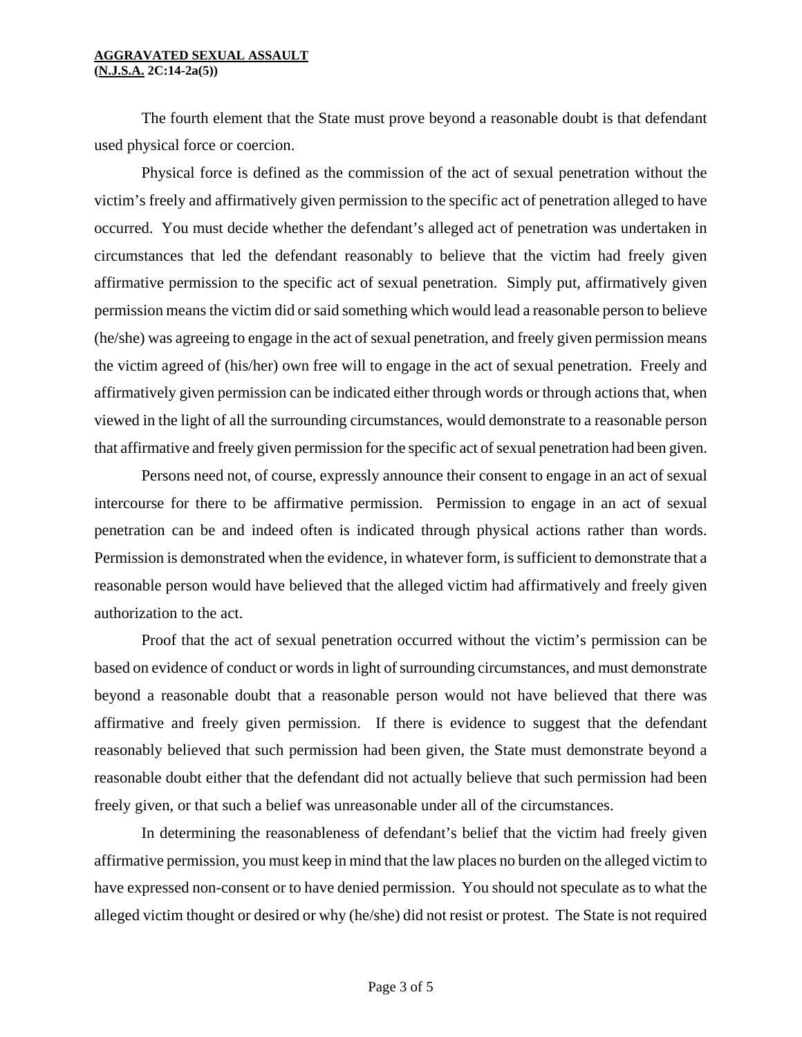The fourth element that the State must prove beyond a reasonable doubt is that defendant used physical force or coercion.

Physical force is defined as the commission of the act of sexual penetration without the victim's freely and affirmatively given permission to the specific act of penetration alleged to have occurred. You must decide whether the defendant's alleged act of penetration was undertaken in circumstances that led the defendant reasonably to believe that the victim had freely given affirmative permission to the specific act of sexual penetration. Simply put, affirmatively given permission means the victim did or said something which would lead a reasonable person to believe (he/she) was agreeing to engage in the act of sexual penetration, and freely given permission means the victim agreed of (his/her) own free will to engage in the act of sexual penetration. Freely and affirmatively given permission can be indicated either through words or through actions that, when viewed in the light of all the surrounding circumstances, would demonstrate to a reasonable person that affirmative and freely given permission for the specific act of sexual penetration had been given.

Persons need not, of course, expressly announce their consent to engage in an act of sexual intercourse for there to be affirmative permission. Permission to engage in an act of sexual penetration can be and indeed often is indicated through physical actions rather than words. Permission is demonstrated when the evidence, in whatever form, is sufficient to demonstrate that a reasonable person would have believed that the alleged victim had affirmatively and freely given authorization to the act.

Proof that the act of sexual penetration occurred without the victim's permission can be based on evidence of conduct or words in light of surrounding circumstances, and must demonstrate beyond a reasonable doubt that a reasonable person would not have believed that there was affirmative and freely given permission. If there is evidence to suggest that the defendant reasonably believed that such permission had been given, the State must demonstrate beyond a reasonable doubt either that the defendant did not actually believe that such permission had been freely given, or that such a belief was unreasonable under all of the circumstances.

In determining the reasonableness of defendant's belief that the victim had freely given affirmative permission, you must keep in mind that the law places no burden on the alleged victim to have expressed non-consent or to have denied permission. You should not speculate as to what the alleged victim thought or desired or why (he/she) did not resist or protest. The State is not required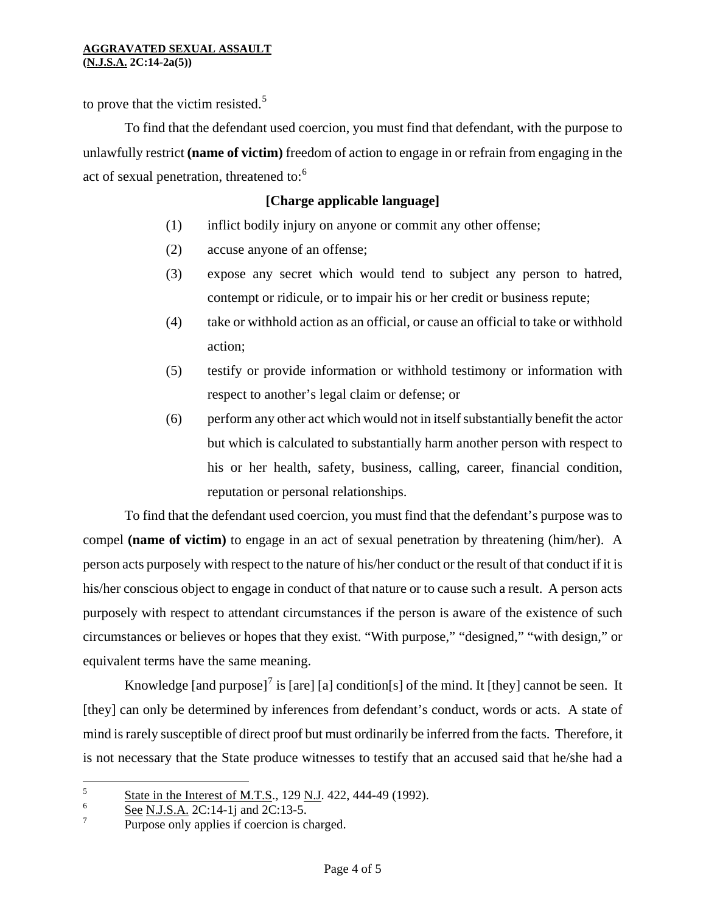to prove that the victim resisted.[5]

To find that the defendant used coercion, you must find that defendant, with the purpose to unlawfully restrict **(name of victim)** freedom of action to engage in or refrain from engaging in the act of sexual penetration, threatened to:[6]

**[Charge applicable language]**

(1) inflict bodily injury on anyone or commit any other offense;

(2) accuse anyone of an offense;

(3) expose any secret which would tend to subject any person to hatred, contempt or ridicule, or to impair his or her credit or business repute;

(4) take or withhold action as an official, or cause an official to take or withhold action;

(5) testify or provide information or withhold testimony or information with respect to another's legal claim or defense; or

(6) perform any other act which would not in itself substantially benefit the actor but which is calculated to substantially harm another person with respect to his or her health, safety, business, calling, career, financial condition, reputation or personal relationships.

To find that the defendant used coercion, you must find that the defendant's purpose was to compel **(name of victim)** to engage in an act of sexual penetration by threatening (him/her). A person acts purposely with respect to the nature of his/her conduct or the result of that conduct if it is his/her conscious object to engage in conduct of that nature or to cause such a result. A person acts purposely with respect to attendant circumstances if the person is aware of the existence of such circumstances or believes or hopes that they exist. "With purpose," "designed," "with design," or equivalent terms have the same meaning.

Knowledge [and purpose][7] is [are] [a] condition[s] of the mind. It [they] cannot be seen. It [they] can only be determined by inferences from defendant's conduct, words or acts. A state of mind is rarely susceptible of direct proof but must ordinarily be inferred from the facts. Therefore, it is not necessary that the State produce witnesses to testify that an accused said that he/she had a

---

[5] State in the Interest of M.T.S., 129 N.J. 422, 444-49 (1992).

[6] See N.J.S.A. 2C:14-1j and 2C:13-5.

[7] Purpose only applies if coercion is charged.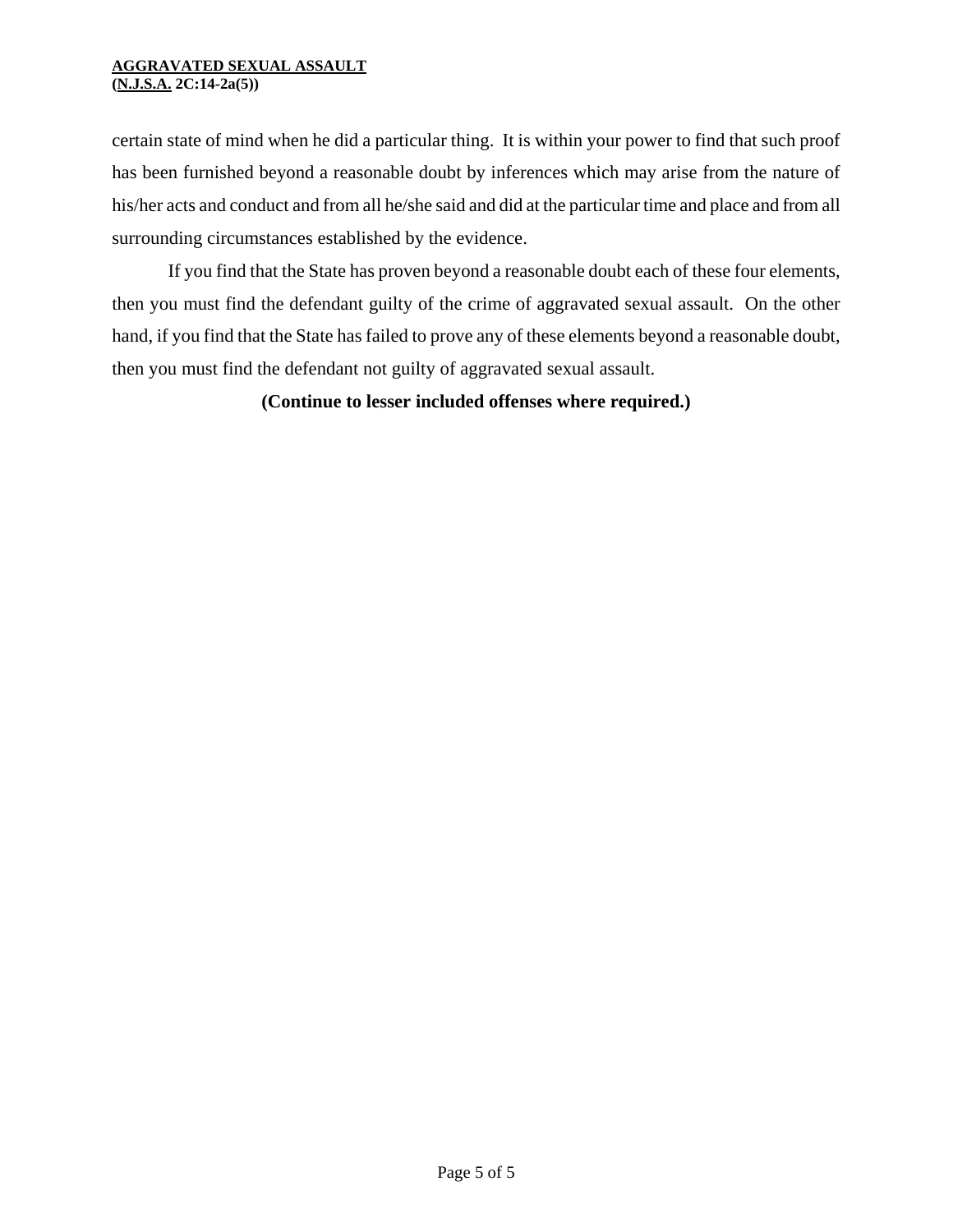certain state of mind when he did a particular thing. It is within your power to find that such proof has been furnished beyond a reasonable doubt by inferences which may arise from the nature of his/her acts and conduct and from all he/she said and did at the particular time and place and from all surrounding circumstances established by the evidence.

If you find that the State has proven beyond a reasonable doubt each of these four elements, then you must find the defendant guilty of the crime of aggravated sexual assault. On the other hand, if you find that the State has failed to prove any of these elements beyond a reasonable doubt, then you must find the defendant not guilty of aggravated sexual assault.

**(Continue to lesser included offenses where required.)**